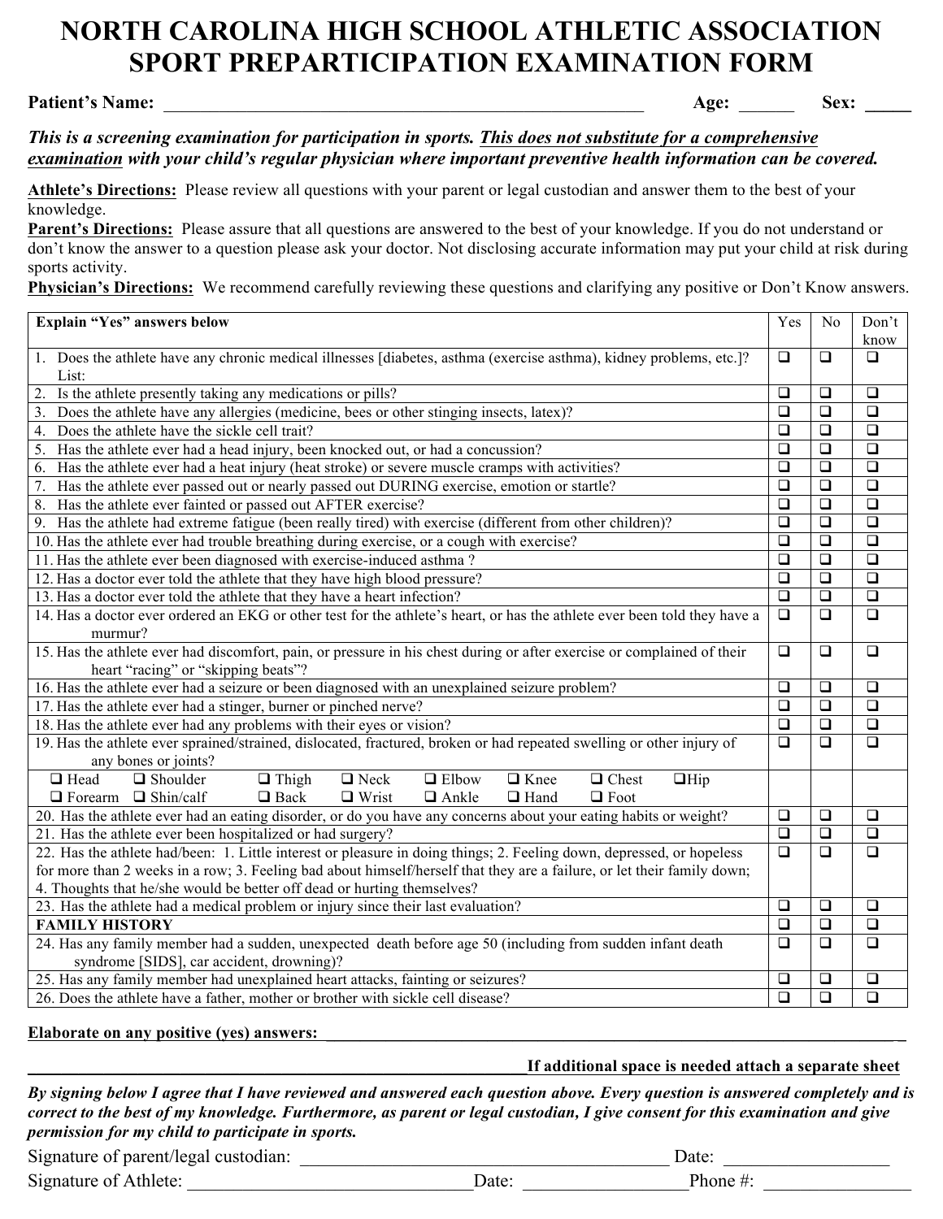# NORTH CAROLINA HIGH SCHOOL ATHLETIC ASSOCIATION
# SPORT PREPARTICIPATION EXAMINATION FORM

**Patient's Name:** ______________________________________________ **Age:** ______ **Sex:** _____

***This is a screening examination for participation in sports. <u>This does not substitute for a comprehensive examination</u> with your child's regular physician where important preventive health information can be covered.***

**<u>Athlete's Directions:</u>** Please review all questions with your parent or legal custodian and answer them to the best of your knowledge.
**<u>Parent's Directions:</u>** Please assure that all questions are answered to the best of your knowledge. If you do not understand or don't know the answer to a question please ask your doctor. Not disclosing accurate information may put your child at risk during sports activity.
**<u>Physician's Directions:</u>** We recommend carefully reviewing these questions and clarifying any positive or Don't Know answers.

| **Explain "Yes" answers below** | Yes | No | Don't know |
|---|---|---|---|
| 1. Does the athlete have any chronic medical illnesses [diabetes, asthma (exercise asthma), kidney problems, etc.]? List: | ❑ | ❑ | ❑ |
| 2. Is the athlete presently taking any medications or pills? | ❑ | ❑ | ❑ |
| 3. Does the athlete have any allergies (medicine, bees or other stinging insects, latex)? | ❑ | ❑ | ❑ |
| 4. Does the athlete have the sickle cell trait? | ❑ | ❑ | ❑ |
| 5. Has the athlete ever had a head injury, been knocked out, or had a concussion? | ❑ | ❑ | ❑ |
| 6. Has the athlete ever had a heat injury (heat stroke) or severe muscle cramps with activities? | ❑ | ❑ | ❑ |
| 7. Has the athlete ever passed out or nearly passed out DURING exercise, emotion or startle? | ❑ | ❑ | ❑ |
| 8. Has the athlete ever fainted or passed out AFTER exercise? | ❑ | ❑ | ❑ |
| 9. Has the athlete had extreme fatigue (been really tired) with exercise (different from other children)? | ❑ | ❑ | ❑ |
| 10. Has the athlete ever had trouble breathing during exercise, or a cough with exercise? | ❑ | ❑ | ❑ |
| 11. Has the athlete ever been diagnosed with exercise-induced asthma ? | ❑ | ❑ | ❑ |
| 12. Has a doctor ever told the athlete that they have high blood pressure? | ❑ | ❑ | ❑ |
| 13. Has a doctor ever told the athlete that they have a heart infection? | ❑ | ❑ | ❑ |
| 14. Has a doctor ever ordered an EKG or other test for the athlete's heart, or has the athlete ever been told they have a murmur? | ❑ | ❑ | ❑ |
| 15. Has the athlete ever had discomfort, pain, or pressure in his chest during or after exercise or complained of their heart "racing" or "skipping beats"? | ❑ | ❑ | ❑ |
| 16. Has the athlete ever had a seizure or been diagnosed with an unexplained seizure problem? | ❑ | ❑ | ❑ |
| 17. Has the athlete ever had a stinger, burner or pinched nerve? | ❑ | ❑ | ❑ |
| 18. Has the athlete ever had any problems with their eyes or vision? | ❑ | ❑ | ❑ |
| 19. Has the athlete ever sprained/strained, dislocated, fractured, broken or had repeated swelling or other injury of any bones or joints? | ❑ | ❑ | ❑ |
| ❑ Head ❑ Shoulder ❑ Thigh ❑ Neck ❑ Elbow ❑ Knee ❑ Chest ❑ Hip ❑ Forearm ❑ Shin/calf ❑ Back ❑ Wrist ❑ Ankle ❑ Hand ❑ Foot | | | |
| 20. Has the athlete ever had an eating disorder, or do you have any concerns about your eating habits or weight? | ❑ | ❑ | ❑ |
| 21. Has the athlete ever been hospitalized or had surgery? | ❑ | ❑ | ❑ |
| 22. Has the athlete had/been: 1. Little interest or pleasure in doing things; 2. Feeling down, depressed, or hopeless for more than 2 weeks in a row; 3. Feeling bad about himself/herself that they are a failure, or let their family down; 4. Thoughts that he/she would be better off dead or hurting themselves? | ❑ | ❑ | ❑ |
| 23. Has the athlete had a medical problem or injury since their last evaluation? | ❑ | ❑ | ❑ |
| **FAMILY HISTORY** | ❑ | ❑ | ❑ |
| 24. Has any family member had a sudden, unexpected death before age 50 (including from sudden infant death syndrome [SIDS], car accident, drowning)? | ❑ | ❑ | ❑ |
| 25. Has any family member had unexplained heart attacks, fainting or seizures? | ❑ | ❑ | ❑ |
| 26. Does the athlete have a father, mother or brother with sickle cell disease? | ❑ | ❑ | ❑ |

**Elaborate on any positive (yes) answers:** ________________________________________________

______________________________________________ **If additional space is needed attach a separate sheet**

***By signing below I agree that I have reviewed and answered each question above. Every question is answered completely and is correct to the best of my knowledge. Furthermore, as parent or legal custodian, I give consent for this examination and give permission for my child to participate in sports.***

Signature of parent/legal custodian: ____________________________ Date: _______________

Signature of Athlete: _________________________ Date: _______________ Phone #: _______________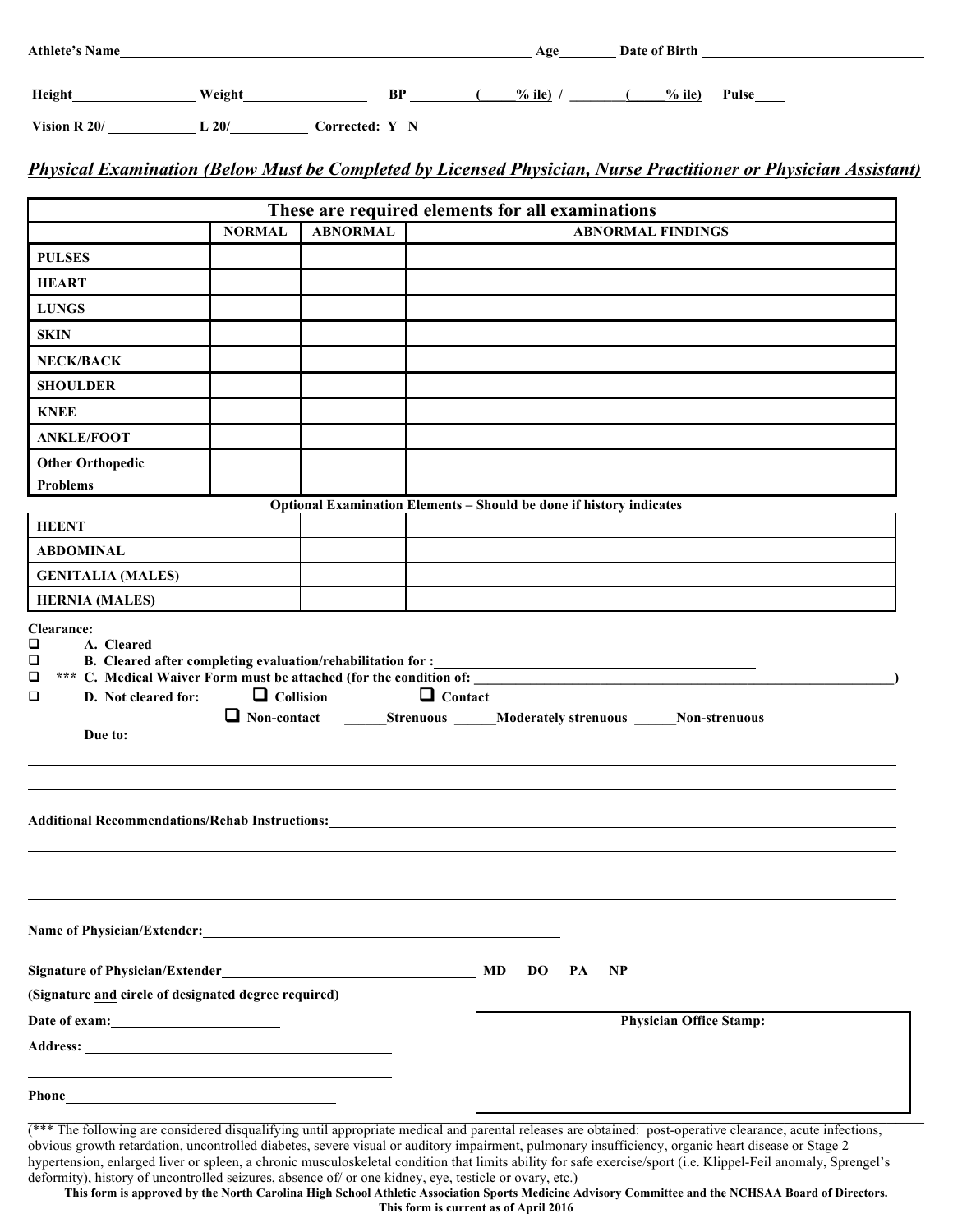**Athlete's Name**\_\_\_\_\_\_\_\_\_\_\_\_\_\_\_\_\_\_\_\_\_\_\_\_\_\_\_\_\_\_\_\_\_\_\_\_\_\_\_\_ **Age**\_\_\_\_\_\_\_\_ **Date of Birth** \_\_\_\_\_\_\_\_\_\_\_\_\_\_\_\_\_\_\_\_\_\_\_\_\_\_\_\_

**Height**\_\_\_\_\_\_\_\_\_\_\_\_\_\_\_\_ **Weight**\_\_\_\_\_\_\_\_\_\_\_\_\_\_\_\_ **BP** \_\_\_\_\_\_\_\_ **(\_\_\_\_% ile) /** \_\_\_\_\_\_\_\_ **(\_\_\_\_% ile)** **Pulse**\_\_\_\_

**Vision R 20/** \_\_\_\_\_\_\_\_\_\_\_\_ **L 20/**\_\_\_\_\_\_\_\_\_\_\_\_ **Corrected: Y N**

***Physical Examination (Below Must be Completed by Licensed Physician, Nurse Practitioner or Physician Assistant)***

| These are required elements for all examinations | | | |
|---|---|---|---|
| | **NORMAL** | **ABNORMAL** | **ABNORMAL FINDINGS** |
| **PULSES** | | | |
| **HEART** | | | |
| **LUNGS** | | | |
| **SKIN** | | | |
| **NECK/BACK** | | | |
| **SHOULDER** | | | |
| **KNEE** | | | |
| **ANKLE/FOOT** | | | |
| **Other Orthopedic Problems** | | | |
| **Optional Examination Elements – Should be done if history indicates** | | | |
| **HEENT** | | | |
| **ABDOMINAL** | | | |
| **GENITALIA (MALES)** | | | |
| **HERNIA (MALES)** | | | |

**Clearance:**

- ❑ **A. Cleared**
- ❑ **B. Cleared after completing evaluation/rehabilitation for :**\_\_\_\_\_\_\_\_\_\_\_\_\_\_\_\_\_\_\_\_\_\_\_\_\_\_\_\_\_\_\_\_\_\_\_\_
- ❑ **\*\*\* C. Medical Waiver Form must be attached (for the condition of:** \_\_\_\_\_\_\_\_\_\_\_\_\_\_\_\_\_\_\_\_\_\_\_\_\_\_\_\_\_\_\_\_\_\_\_\_\_\_\_\_**)**
- ❑ **D. Not cleared for:** ❑ **Collision** ❑ **Contact**
  ❑ **Non-contact** \_\_\_\_\_\_**Strenuous** \_\_\_\_\_\_**Moderately strenuous** \_\_\_\_\_\_**Non-strenuous**

  **Due to:**\_\_\_\_\_\_\_\_\_\_\_\_\_\_\_\_\_\_\_\_\_\_\_\_\_\_\_\_\_\_\_\_\_\_\_\_\_\_\_\_\_\_\_\_\_\_\_\_\_\_\_\_\_\_\_\_\_\_\_\_\_\_\_\_\_\_\_\_\_\_\_\_

**Additional Recommendations/Rehab Instructions:**\_\_\_\_\_\_\_\_\_\_\_\_\_\_\_\_\_\_\_\_\_\_\_\_\_\_\_\_\_\_\_\_\_\_\_\_\_\_\_\_\_\_\_\_

**Name of Physician/Extender:**\_\_\_\_\_\_\_\_\_\_\_\_\_\_\_\_\_\_\_\_\_\_\_\_\_\_\_\_\_\_\_\_\_\_\_\_\_\_\_\_

**Signature of Physician/Extender**\_\_\_\_\_\_\_\_\_\_\_\_\_\_\_\_\_\_\_\_\_\_\_\_\_\_\_\_\_\_ **MD DO PA NP**

**(Signature and circle of designated degree required)**

**Date of exam:**\_\_\_\_\_\_\_\_\_\_\_\_\_\_\_\_\_\_\_\_

**Address:** \_\_\_\_\_\_\_\_\_\_\_\_\_\_\_\_\_\_\_\_\_\_\_\_\_\_\_\_\_\_\_\_\_\_\_\_

**Phone**\_\_\_\_\_\_\_\_\_\_\_\_\_\_\_\_\_\_\_\_\_\_\_\_\_\_\_\_\_\_\_\_

**Physician Office Stamp:**

(\*\*\* The following are considered disqualifying until appropriate medical and parental releases are obtained: post-operative clearance, acute infections, obvious growth retardation, uncontrolled diabetes, severe visual or auditory impairment, pulmonary insufficiency, organic heart disease or Stage 2 hypertension, enlarged liver or spleen, a chronic musculoskeletal condition that limits ability for safe exercise/sport (i.e. Klippel-Feil anomaly, Sprengel's deformity), history of uncontrolled seizures, absence of/ or one kidney, eye, testicle or ovary, etc.)

**This form is approved by the North Carolina High School Athletic Association Sports Medicine Advisory Committee and the NCHSAA Board of Directors. This form is current as of April 2016**